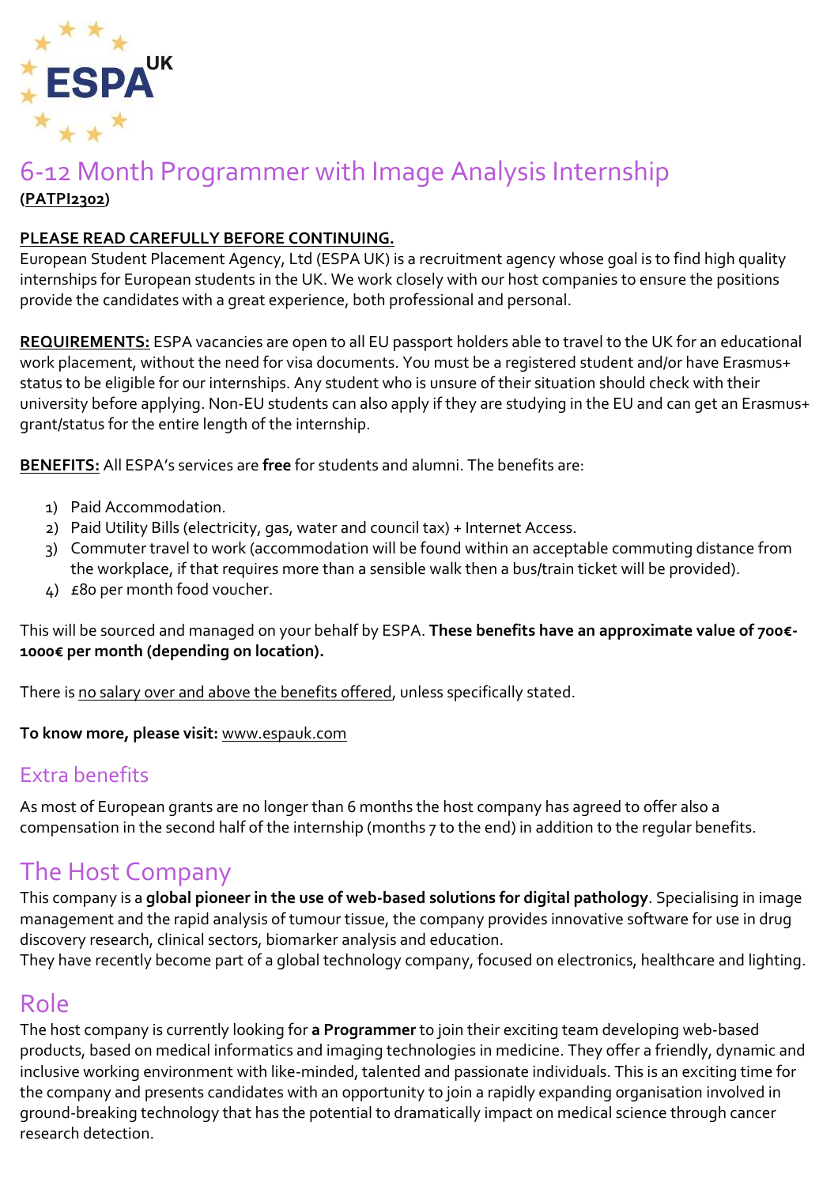ESPA UK

# 6-12 Month Programmer with Image Analysis Internship

**(PATPI2302)**

**PLEASE READ CAREFULLY BEFORE CONTINUING.**
European Student Placement Agency, Ltd (ESPA UK) is a recruitment agency whose goal is to find high quality internships for European students in the UK. We work closely with our host companies to ensure the positions provide the candidates with a great experience, both professional and personal.

**REQUIREMENTS:** ESPA vacancies are open to all EU passport holders able to travel to the UK for an educational work placement, without the need for visa documents. You must be a registered student and/or have Erasmus+ status to be eligible for our internships. Any student who is unsure of their situation should check with their university before applying. Non-EU students can also apply if they are studying in the EU and can get an Erasmus+ grant/status for the entire length of the internship.

**BENEFITS:** All ESPA's services are **free** for students and alumni. The benefits are:

1) Paid Accommodation.
2) Paid Utility Bills (electricity, gas, water and council tax) + Internet Access.
3) Commuter travel to work (accommodation will be found within an acceptable commuting distance from the workplace, if that requires more than a sensible walk then a bus/train ticket will be provided).
4) £80 per month food voucher.

This will be sourced and managed on your behalf by ESPA. **These benefits have an approximate value of 700€-1000€ per month (depending on location).**

There is no salary over and above the benefits offered, unless specifically stated.

**To know more, please visit:** www.espauk.com

## Extra benefits

As most of European grants are no longer than 6 months the host company has agreed to offer also a compensation in the second half of the internship (months 7 to the end) in addition to the regular benefits.

## The Host Company

This company is a **global pioneer in the use of web-based solutions for digital pathology**. Specialising in image management and the rapid analysis of tumour tissue, the company provides innovative software for use in drug discovery research, clinical sectors, biomarker analysis and education.
They have recently become part of a global technology company, focused on electronics, healthcare and lighting.

## Role

The host company is currently looking for **a Programmer** to join their exciting team developing web-based products, based on medical informatics and imaging technologies in medicine. They offer a friendly, dynamic and inclusive working environment with like-minded, talented and passionate individuals. This is an exciting time for the company and presents candidates with an opportunity to join a rapidly expanding organisation involved in ground-breaking technology that has the potential to dramatically impact on medical science through cancer research detection.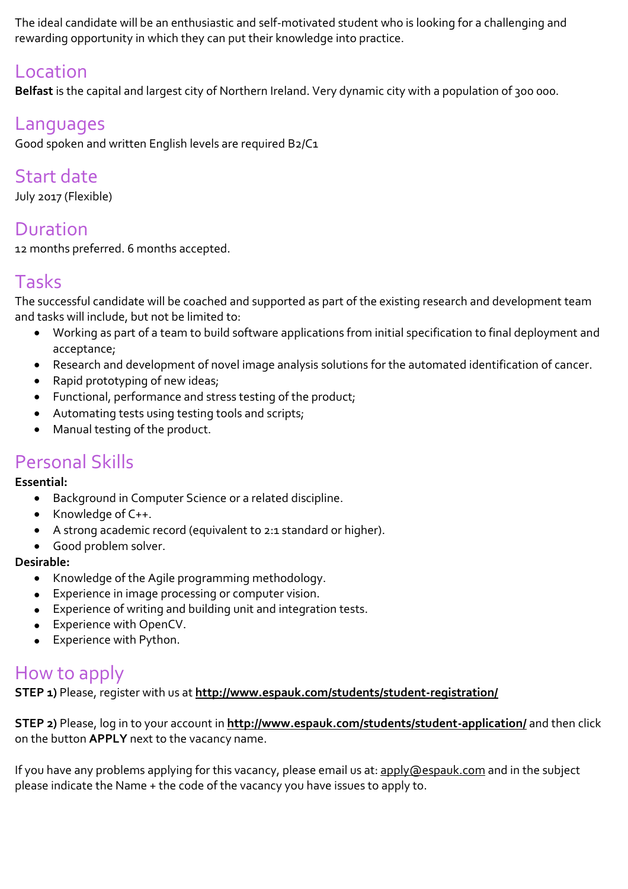The ideal candidate will be an enthusiastic and self-motivated student who is looking for a challenging and rewarding opportunity in which they can put their knowledge into practice.

## Location

**Belfast** is the capital and largest city of Northern Ireland. Very dynamic city with a population of 300 000.

## Languages

Good spoken and written English levels are required B2/C1

## Start date

July 2017 (Flexible)

## Duration

12 months preferred. 6 months accepted.

## Tasks

The successful candidate will be coached and supported as part of the existing research and development team and tasks will include, but not be limited to:

- Working as part of a team to build software applications from initial specification to final deployment and acceptance;
- Research and development of novel image analysis solutions for the automated identification of cancer.
- Rapid prototyping of new ideas;
- Functional, performance and stress testing of the product;
- Automating tests using testing tools and scripts;
- Manual testing of the product.

## Personal Skills

**Essential:**

- Background in Computer Science or a related discipline.
- Knowledge of C++.
- A strong academic record (equivalent to 2:1 standard or higher).
- Good problem solver.

**Desirable:**

- Knowledge of the Agile programming methodology.
- Experience in image processing or computer vision.
- Experience of writing and building unit and integration tests.
- Experience with OpenCV.
- Experience with Python.

## How to apply

**STEP 1)** Please, register with us at **http://www.espauk.com/students/student-registration/**

**STEP 2)** Please, log in to your account in **http://www.espauk.com/students/student-application/** and then click on the button **APPLY** next to the vacancy name.

If you have any problems applying for this vacancy, please email us at: apply@espauk.com and in the subject please indicate the Name + the code of the vacancy you have issues to apply to.